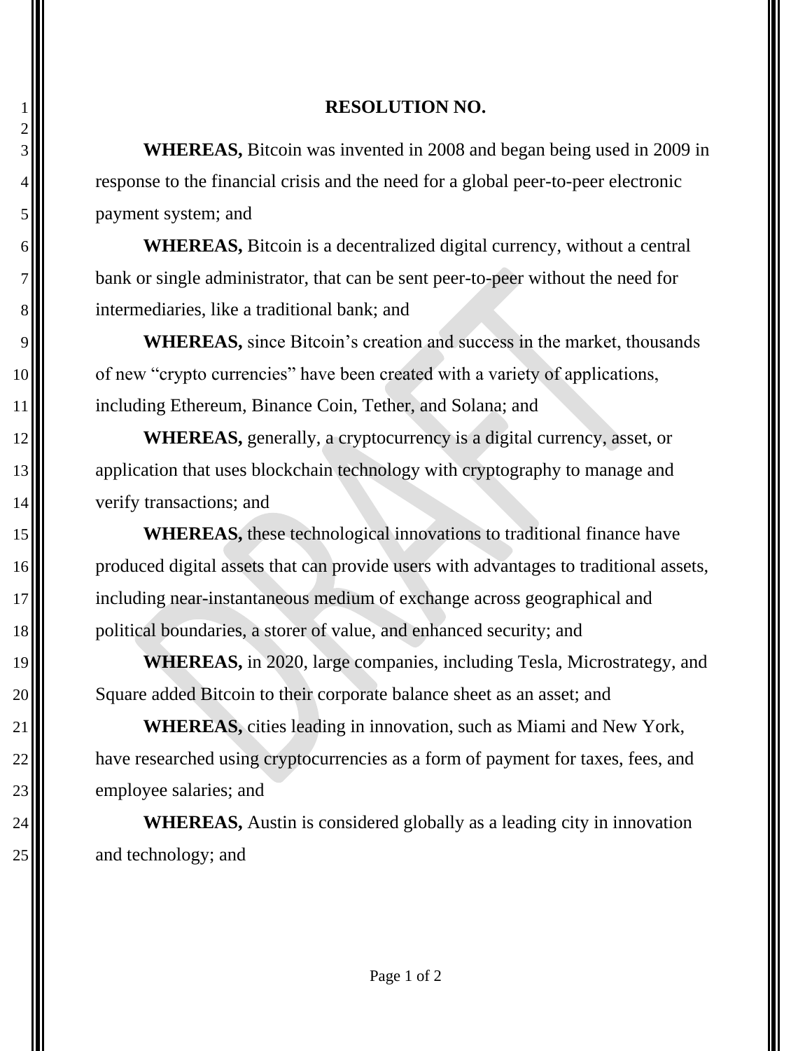# RESOLUTION NO.

**WHEREAS,** Bitcoin was invented in 2008 and began being used in 2009 in response to the financial crisis and the need for a global peer-to-peer electronic payment system; and

**WHEREAS,** Bitcoin is a decentralized digital currency, without a central bank or single administrator, that can be sent peer-to-peer without the need for intermediaries, like a traditional bank; and

**WHEREAS,** since Bitcoin's creation and success in the market, thousands of new "crypto currencies" have been created with a variety of applications, including Ethereum, Binance Coin, Tether, and Solana; and

**WHEREAS,** generally, a cryptocurrency is a digital currency, asset, or application that uses blockchain technology with cryptography to manage and verify transactions; and

**WHEREAS,** these technological innovations to traditional finance have produced digital assets that can provide users with advantages to traditional assets, including near-instantaneous medium of exchange across geographical and political boundaries, a storer of value, and enhanced security; and

**WHEREAS,** in 2020, large companies, including Tesla, Microstrategy, and Square added Bitcoin to their corporate balance sheet as an asset; and

**WHEREAS,** cities leading in innovation, such as Miami and New York, have researched using cryptocurrencies as a form of payment for taxes, fees, and employee salaries; and

**WHEREAS,** Austin is considered globally as a leading city in innovation and technology; and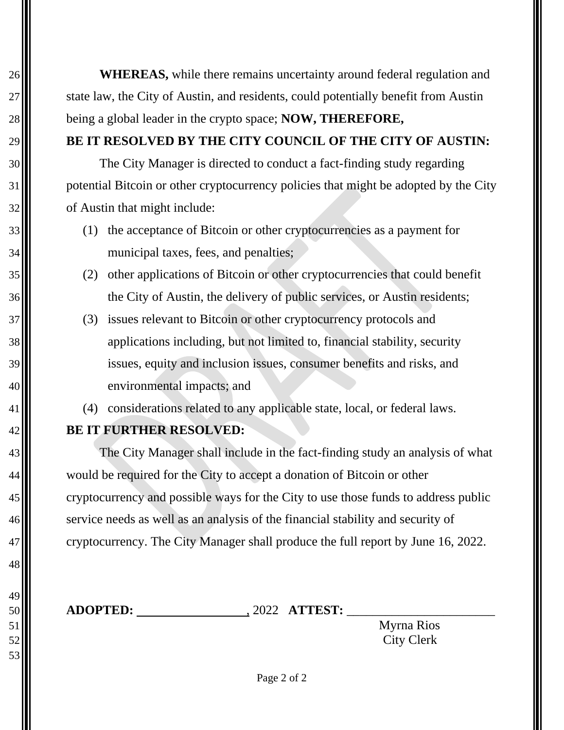**WHEREAS,** while there remains uncertainty around federal regulation and state law, the City of Austin, and residents, could potentially benefit from Austin being a global leader in the crypto space; **NOW, THEREFORE,**

**BE IT RESOLVED BY THE CITY COUNCIL OF THE CITY OF AUSTIN:**

The City Manager is directed to conduct a fact-finding study regarding potential Bitcoin or other cryptocurrency policies that might be adopted by the City of Austin that might include:

(1) the acceptance of Bitcoin or other cryptocurrencies as a payment for municipal taxes, fees, and penalties;

(2) other applications of Bitcoin or other cryptocurrencies that could benefit the City of Austin, the delivery of public services, or Austin residents;

(3) issues relevant to Bitcoin or other cryptocurrency protocols and applications including, but not limited to, financial stability, security issues, equity and inclusion issues, consumer benefits and risks, and environmental impacts; and

(4) considerations related to any applicable state, local, or federal laws.

**BE IT FURTHER RESOLVED:**

The City Manager shall include in the fact-finding study an analysis of what would be required for the City to accept a donation of Bitcoin or other cryptocurrency and possible ways for the City to use those funds to address public service needs as well as an analysis of the financial stability and security of cryptocurrency. The City Manager shall produce the full report by June 16, 2022.

**ADOPTED:** \_\_\_\_\_\_\_\_\_\_\_\_\_\_\_\_\_\_, 2022 **ATTEST:** \_\_\_\_\_\_\_\_\_\_\_\_\_\_\_\_\_\_\_\_\_\_\_\_

Myrna Rios
City Clerk